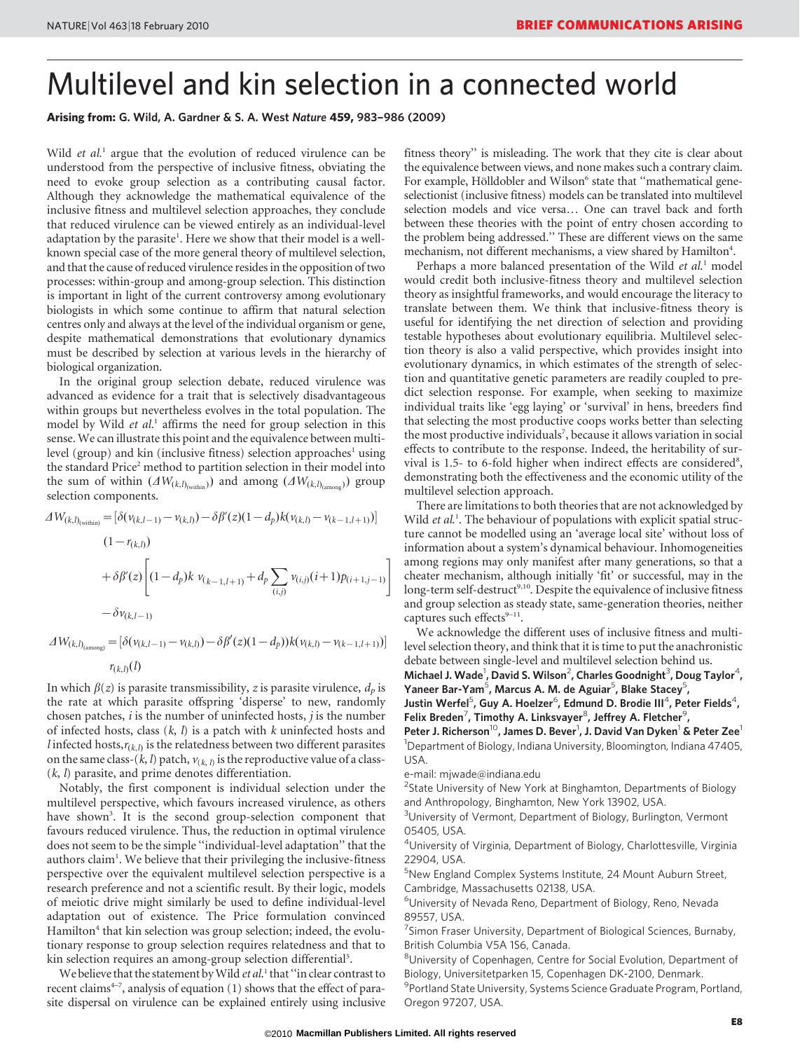# Multilevel and kin selection in a connected world

**Arising from:** G. Wild, A. Gardner & S. A. West *Nature* **459**, 983–986 (2009)

Wild *et al.*[1] argue that the evolution of reduced virulence can be understood from the perspective of inclusive fitness, obviating the need to evoke group selection as a contributing causal factor. Although they acknowledge the mathematical equivalence of the inclusive fitness and multilevel selection approaches, they conclude that reduced virulence can be viewed entirely as an individual-level adaptation by the parasite[1]. Here we show that their model is a well-known special case of the more general theory of multilevel selection, and that the cause of reduced virulence resides in the opposition of two processes: within-group and among-group selection. This distinction is important in light of the current controversy among evolutionary biologists in which some continue to affirm that natural selection centres only and always at the level of the individual organism or gene, despite mathematical demonstrations that evolutionary dynamics must be described by selection at various levels in the hierarchy of biological organization.

In the original group selection debate, reduced virulence was advanced as evidence for a trait that is selectively disadvantageous within groups but nevertheless evolves in the total population. The model by Wild *et al.*[1] affirms the need for group selection in this sense. We can illustrate this point and the equivalence between multilevel (group) and kin (inclusive fitness) selection approaches[1] using the standard Price[2] method to partition selection in their model into the sum of within ($\Delta W_{(k,l)_{(\text{within})}}$) and among ($\Delta W_{(k,l)_{(\text{among})}}$) group selection components.

$$
\begin{aligned}
\Delta W_{(k,l)_{(\text{within})}} = {} & [\delta(v_{(k,l-1)} - v_{(k,l)}) - \delta\beta'(z)(1-d_p)k(v_{(k,l)} - v_{(k-1,l+1)})] \\
& (1 - r_{(k,l)}) \\
& + \delta\beta'(z)\left[(1-d_p)k\ v_{(k-1,l+1)} + d_p \sum_{(i,j)} v_{(i,j)}(i+1)p_{(i+1,j-1)}\right] \\
& - \delta v_{(k,l-1)}
\end{aligned}
$$

$$
\Delta W_{(k,l)_{(\text{among})}} = [\delta(v_{(k,l-1)} - v_{(k,l)}) - \delta\beta'(z)(1-d_p))k(v_{(k,l)} - v_{(k-1,l+1)})] \; r_{(k,l)}(l)
$$

In which $\beta(z)$ is parasite transmissibility, $z$ is parasite virulence, $d_p$ is the rate at which parasite offspring 'disperse' to new, randomly chosen patches, $i$ is the number of uninfected hosts, $j$ is the number of infected hosts, class $(k, l)$ is a patch with $k$ uninfected hosts and $l$ infected hosts, $r_{(k,l)}$ is the relatedness between two different parasites on the same class-$(k, l)$ patch, $v_{(k,l)}$ is the reproductive value of a class-$(k, l)$ parasite, and prime denotes differentiation.

Notably, the first component is individual selection under the multilevel perspective, which favours increased virulence, as others have shown[3]. It is the second group-selection component that favours reduced virulence. Thus, the reduction in optimal virulence does not seem to be the simple "individual-level adaptation" that the authors claim[1]. We believe that their privileging the inclusive-fitness perspective over the equivalent multilevel selection perspective is a research preference and not a scientific result. By their logic, models of meiotic drive might similarly be used to define individual-level adaptation out of existence. The Price formulation convinced Hamilton[4] that kin selection was group selection; indeed, the evolutionary response to group selection requires relatedness and that to kin selection requires an among-group selection differential[5].

We believe that the statement by Wild *et al.*[1] that "in clear contrast to recent claims[4–7], analysis of equation (1) shows that the effect of parasite dispersal on virulence can be explained entirely using inclusive fitness theory" is misleading. The work that they cite is clear about the equivalence between views, and none makes such a contrary claim. For example, Hölldobler and Wilson[6] state that "mathematical gene-selectionist (inclusive fitness) models can be translated into multilevel selection models and vice versa… One can travel back and forth between these theories with the point of entry chosen according to the problem being addressed." These are different views on the same mechanism, not different mechanisms, a view shared by Hamilton[4].

Perhaps a more balanced presentation of the Wild *et al.*[1] model would credit both inclusive-fitness theory and multilevel selection theory as insightful frameworks, and would encourage the literacy to translate between them. We think that inclusive-fitness theory is useful for identifying the net direction of selection and providing testable hypotheses about evolutionary equilibria. Multilevel selection theory is also a valid perspective, which provides insight into evolutionary dynamics, in which estimates of the strength of selection and quantitative genetic parameters are readily coupled to predict selection response. For example, when seeking to maximize individual traits like 'egg laying' or 'survival' in hens, breeders find that selecting the most productive coops works better than selecting the most productive individuals[7], because it allows variation in social effects to contribute to the response. Indeed, the heritability of survival is 1.5- to 6-fold higher when indirect effects are considered[8], demonstrating both the effectiveness and the economic utility of the multilevel selection approach.

There are limitations to both theories that are not acknowledged by Wild *et al.*[1]. The behaviour of populations with explicit spatial structure cannot be modelled using an 'average local site' without loss of information about a system's dynamical behaviour. Inhomogeneities among regions may only manifest after many generations, so that a cheater mechanism, although initially 'fit' or successful, may in the long-term self-destruct[9,10]. Despite the equivalence of inclusive fitness and group selection as steady state, same-generation theories, neither captures such effects[9–11].

We acknowledge the different uses of inclusive fitness and multilevel selection theory, and think that it is time to put the anachronistic debate between single-level and multilevel selection behind us.

**Michael J. Wade[1], David S. Wilson[2], Charles Goodnight[3], Doug Taylor[4], Yaneer Bar-Yam[5], Marcus A. M. de Aguiar[5], Blake Stacey[5], Justin Werfel[5], Guy A. Hoelzer[6], Edmund D. Brodie III[4], Peter Fields[4], Felix Breden[7], Timothy A. Linksvayer[8], Jeffrey A. Fletcher[9], Peter J. Richerson[10], James D. Bever[1], J. David Van Dyken[1] & Peter Zee[1]**

[1]Department of Biology, Indiana University, Bloomington, Indiana 47405, USA.
e-mail: mjwade@indiana.edu

[2]State University of New York at Binghamton, Departments of Biology and Anthropology, Binghamton, New York 13902, USA.

[3]University of Vermont, Department of Biology, Burlington, Vermont 05405, USA.

[4]University of Virginia, Department of Biology, Charlottesville, Virginia 22904, USA.

[5]New England Complex Systems Institute, 24 Mount Auburn Street, Cambridge, Massachusetts 02138, USA.

[6]University of Nevada Reno, Department of Biology, Reno, Nevada 89557, USA.

[7]Simon Fraser University, Department of Biological Sciences, Burnaby, British Columbia V5A 1S6, Canada.

[8]University of Copenhagen, Centre for Social Evolution, Department of Biology, Universitetparken 15, Copenhagen DK-2100, Denmark.

[9]Portland State University, Systems Science Graduate Program, Portland, Oregon 97207, USA.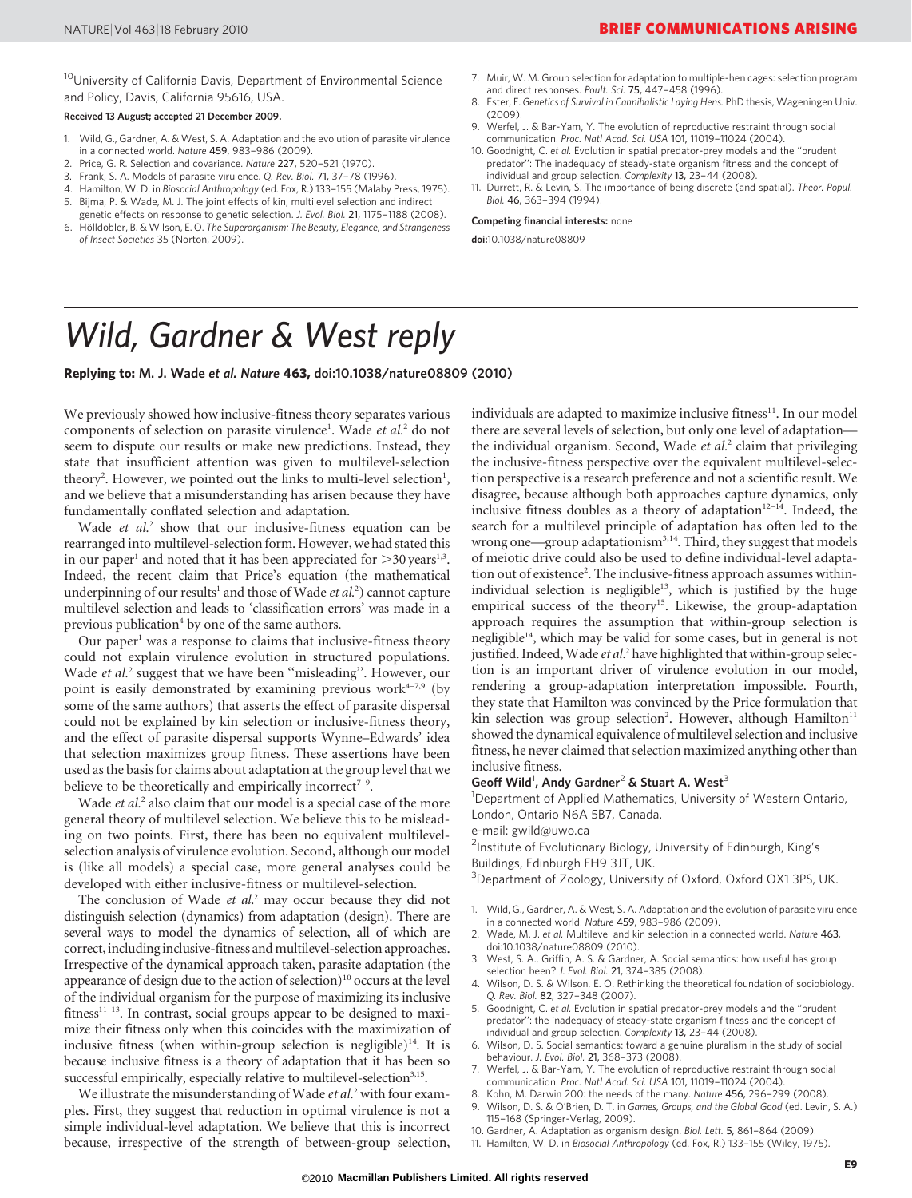[10]University of California Davis, Department of Environmental Science and Policy, Davis, California 95616, USA.

**Received 13 August; accepted 21 December 2009.**

1. Wild, G., Gardner, A. & West, S. A. Adaptation and the evolution of parasite virulence in a connected world. *Nature* **459,** 983–986 (2009).
2. Price, G. R. Selection and covariance. *Nature* **227,** 520–521 (1970).
3. Frank, S. A. Models of parasite virulence. *Q. Rev. Biol.* **71,** 37–78 (1996).
4. Hamilton, W. D. in *Biosocial Anthropology* (ed. Fox, R.) 133–155 (Malaby Press, 1975).
5. Bijma, P. & Wade, M. J. The joint effects of kin, multilevel selection and indirect genetic effects on response to genetic selection. *J. Evol. Biol.* **21,** 1175–1188 (2008).
6. Hölldobler, B. & Wilson, E. O. *The Superorganism: The Beauty, Elegance, and Strangeness of Insect Societies* 35 (Norton, 2009).
7. Muir, W. M. Group selection for adaptation to multiple-hen cages: selection program and direct responses. *Poult. Sci.* **75,** 447–458 (1996).
8. Ester, E. *Genetics of Survival in Cannibalistic Laying Hens.* PhD thesis, Wageningen Univ. (2009).
9. Werfel, J. & Bar-Yam, Y. The evolution of reproductive restraint through social communication. *Proc. Natl Acad. Sci. USA* **101,** 11019–11024 (2004).
10. Goodnight, C. *et al.* Evolution in spatial predator-prey models and the "prudent predator": The inadequacy of steady-state organism fitness and the concept of individual and group selection. *Complexity* **13,** 23–44 (2008).
11. Durrett, R. & Levin, S. The importance of being discrete (and spatial). *Theor. Popul. Biol.* **46,** 363–394 (1994).

**Competing financial interests:** none

**doi:**10.1038/nature08809

# *Wild, Gardner & West reply*

**Replying to: M. J. Wade *et al.* *Nature* 463, doi:10.1038/nature08809 (2010)**

We previously showed how inclusive-fitness theory separates various components of selection on parasite virulence[1]. Wade *et al.*[2] do not seem to dispute our results or make new predictions. Instead, they state that insufficient attention was given to multilevel-selection theory[2]. However, we pointed out the links to multi-level selection[1], and we believe that a misunderstanding has arisen because they have fundamentally conflated selection and adaptation.

Wade *et al.*[2] show that our inclusive-fitness equation can be rearranged into multilevel-selection form. However, we had stated this in our paper[1] and noted that it has been appreciated for >30 years[1,3]. Indeed, the recent claim that Price's equation (the mathematical underpinning of our results[1] and those of Wade *et al.*[2]) cannot capture multilevel selection and leads to 'classification errors' was made in a previous publication[4] by one of the same authors.

Our paper[1] was a response to claims that inclusive-fitness theory could not explain virulence evolution in structured populations. Wade *et al.*[2] suggest that we have been "misleading". However, our point is easily demonstrated by examining previous work[4–7,9] (by some of the same authors) that asserts the effect of parasite dispersal could not be explained by kin selection or inclusive-fitness theory, and the effect of parasite dispersal supports Wynne–Edwards' idea that selection maximizes group fitness. These assertions have been used as the basis for claims about adaptation at the group level that we believe to be theoretically and empirically incorrect[7–9].

Wade *et al.*[2] also claim that our model is a special case of the more general theory of multilevel selection. We believe this to be misleading on two points. First, there has been no equivalent multilevel-selection analysis of virulence evolution. Second, although our model is (like all models) a special case, more general analyses could be developed with either inclusive-fitness or multilevel-selection.

The conclusion of Wade *et al.*[2] may occur because they did not distinguish selection (dynamics) from adaptation (design). There are several ways to model the dynamics of selection, all of which are correct, including inclusive-fitness and multilevel-selection approaches. Irrespective of the dynamical approach taken, parasite adaptation (the appearance of design due to the action of selection)[10] occurs at the level of the individual organism for the purpose of maximizing its inclusive fitness[11–13]. In contrast, social groups appear to be designed to maximize their fitness only when this coincides with the maximization of inclusive fitness (when within-group selection is negligible)[14]. It is because inclusive fitness is a theory of adaptation that it has been so successful empirically, especially relative to multilevel-selection[3,15].

We illustrate the misunderstanding of Wade *et al.*[2] with four examples. First, they suggest that reduction in optimal virulence is not a simple individual-level adaptation. We believe that this is incorrect because, irrespective of the strength of between-group selection, individuals are adapted to maximize inclusive fitness[11]. In our model there are several levels of selection, but only one level of adaptation—the individual organism. Second, Wade *et al.*[2] claim that privileging the inclusive-fitness perspective over the equivalent multilevel-selection perspective is a research preference and not a scientific result. We disagree, because although both approaches capture dynamics, only inclusive fitness doubles as a theory of adaptation[12–14]. Indeed, the search for a multilevel principle of adaptation has often led to the wrong one—group adaptationism[3,14]. Third, they suggest that models of meiotic drive could also be used to define individual-level adaptation out of existence[2]. The inclusive-fitness approach assumes within-individual selection is negligible[13], which is justified by the huge empirical success of the theory[15]. Likewise, the group-adaptation approach requires the assumption that within-group selection is negligible[14], which may be valid for some cases, but in general is not justified. Indeed, Wade *et al.*[2] have highlighted that within-group selection is an important driver of virulence evolution in our model, rendering a group-adaptation interpretation impossible. Fourth, they state that Hamilton was convinced by the Price formulation that kin selection was group selection[2]. However, although Hamilton[11] showed the dynamical equivalence of multilevel selection and inclusive fitness, he never claimed that selection maximized anything other than inclusive fitness.

**Geoff Wild[1], Andy Gardner[2] & Stuart A. West[3]**

[1]Department of Applied Mathematics, University of Western Ontario, London, Ontario N6A 5B7, Canada.
e-mail: gwild@uwo.ca

[2]Institute of Evolutionary Biology, University of Edinburgh, King's Buildings, Edinburgh EH9 3JT, UK.

[3]Department of Zoology, University of Oxford, Oxford OX1 3PS, UK.

1. Wild, G., Gardner, A. & West, S. A. Adaptation and the evolution of parasite virulence in a connected world. *Nature* **459,** 983–986 (2009).
2. Wade, M. J. *et al.* Multilevel and kin selection in a connected world. *Nature* **463,** doi:10.1038/nature08809 (2010).
3. West, S. A., Griffin, A. S. & Gardner, A. Social semantics: how useful has group selection been? *J. Evol. Biol.* **21,** 374–385 (2008).
4. Wilson, D. S. & Wilson, E. O. Rethinking the theoretical foundation of sociobiology. *Q. Rev. Biol.* **82,** 327–348 (2007).
5. Goodnight, C. *et al.* Evolution in spatial predator-prey models and the "prudent predator": the inadequacy of steady-state organism fitness and the concept of individual and group selection. *Complexity* **13,** 23–44 (2008).
6. Wilson, D. S. Social semantics: toward a genuine pluralism in the study of social behaviour. *J. Evol. Biol.* **21,** 368–373 (2008).
7. Werfel, J. & Bar-Yam, Y. The evolution of reproductive restraint through social communication. *Proc. Natl Acad. Sci. USA* **101,** 11019–11024 (2004).
8. Kohn, M. Darwin 200: the needs of the many. *Nature* **456,** 296–299 (2008).
9. Wilson, D. S. & O'Brien, D. T. in *Games, Groups, and the Global Good* (ed. Levin, S. A.) 115–168 (Springer-Verlag, 2009).
10. Gardner, A. Adaptation as organism design. *Biol. Lett.* **5,** 861–864 (2009).
11. Hamilton, W. D. in *Biosocial Anthropology* (ed. Fox, R.) 133–155 (Wiley, 1975).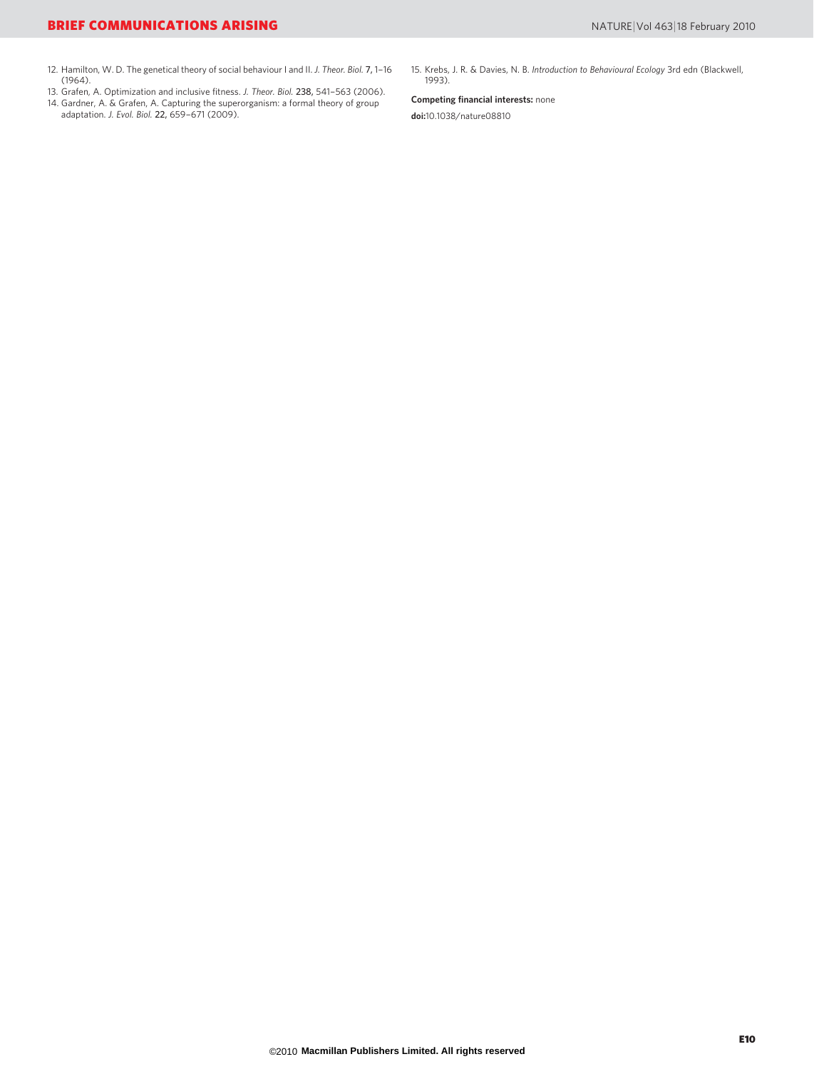12. Hamilton, W. D. The genetical theory of social behaviour I and II. *J. Theor. Biol.* **7,** 1–16 (1964).
13. Grafen, A. Optimization and inclusive fitness. *J. Theor. Biol.* **238,** 541–563 (2006).
14. Gardner, A. & Grafen, A. Capturing the superorganism: a formal theory of group adaptation. *J. Evol. Biol.* **22,** 659–671 (2009).
15. Krebs, J. R. & Davies, N. B. *Introduction to Behavioural Ecology* 3rd edn (Blackwell, 1993).

**Competing financial interests:** none

**doi:**10.1038/nature08810